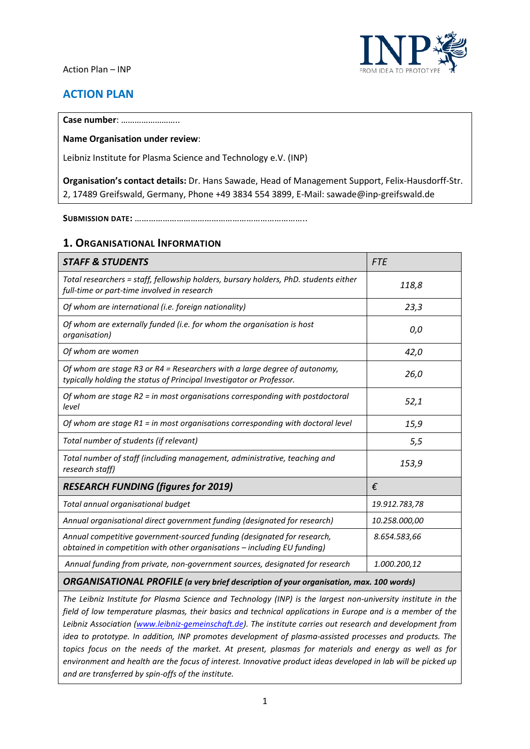Action Plan – INP

## ACTION PLAN

**Case number**: ……………………..

**Name Organisation under review**:

Leibniz Institute for Plasma Science and Technology e.V. (INP)

**Organisation's contact details:** Dr. Hans Sawade, Head of Management Support, Felix-Hausdorff-Str. 2, 17489 Greifswald, Germany, Phone +49 3834 554 3899, E-Mail: sawade@inp-greifswald.de

**SUBMISSION DATE:** ………………………………………………………………..

## 1. ORGANISATIONAL INFORMATION

| ***STAFF & STUDENTS*** | *FTE* |
|---|---|
| *Total researchers = staff, fellowship holders, bursary holders, PhD. students either full-time or part-time involved in research* | *118,8* |
| *Of whom are international (i.e. foreign nationality)* | *23,3* |
| *Of whom are externally funded (i.e. for whom the organisation is host organisation)* | *0,0* |
| *Of whom are women* | *42,0* |
| *Of whom are stage R3 or R4 = Researchers with a large degree of autonomy, typically holding the status of Principal Investigator or Professor.* | *26,0* |
| *Of whom are stage R2 = in most organisations corresponding with postdoctoral level* | *52,1* |
| *Of whom are stage R1 = in most organisations corresponding with doctoral level* | *15,9* |
| *Total number of students (if relevant)* | *5,5* |
| *Total number of staff (including management, administrative, teaching and research staff)* | *153,9* |
| ***RESEARCH FUNDING (figures for 2019)*** | *€* |
| *Total annual organisational budget* | *19.912.783,78* |
| *Annual organisational direct government funding (designated for research)* | *10.258.000,00* |
| *Annual competitive government-sourced funding (designated for research, obtained in competition with other organisations – including EU funding)* | *8.654.583,66* |
| *Annual funding from private, non-government sources, designated for research* | *1.000.200,12* |

***ORGANISATIONAL PROFILE** (a very brief description of your organisation, max. 100 words)*

*The Leibniz Institute for Plasma Science and Technology (INP) is the largest non-university institute in the field of low temperature plasmas, their basics and technical applications in Europe and is a member of the Leibniz Association (www.leibniz-gemeinschaft.de). The institute carries out research and development from idea to prototype. In addition, INP promotes development of plasma-assisted processes and products. The topics focus on the needs of the market. At present, plasmas for materials and energy as well as for environment and health are the focus of interest. Innovative product ideas developed in lab will be picked up and are transferred by spin-offs of the institute.*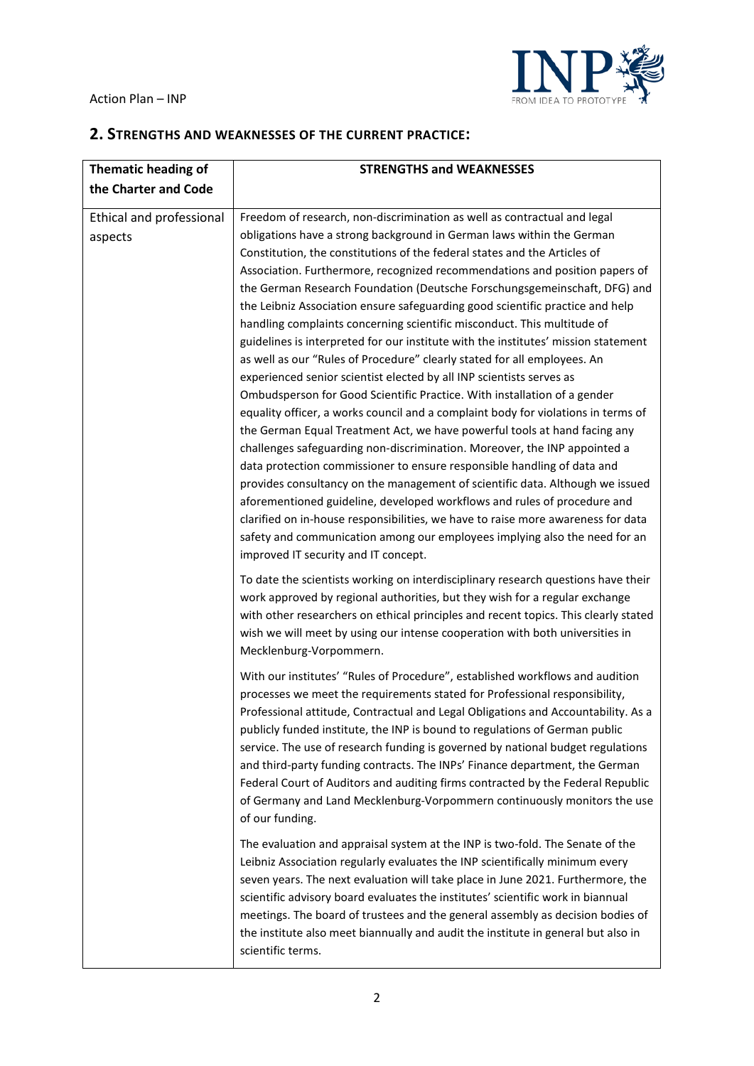## 2. Strengths and weaknesses of the current practice:

| Thematic heading of the Charter and Code | STRENGTHS and WEAKNESSES |
|---|---|
| Ethical and professional aspects | Freedom of research, non-discrimination as well as contractual and legal obligations have a strong background in German laws within the German Constitution, the constitutions of the federal states and the Articles of Association. Furthermore, recognized recommendations and position papers of the German Research Foundation (Deutsche Forschungsgemeinschaft, DFG) and the Leibniz Association ensure safeguarding good scientific practice and help handling complaints concerning scientific misconduct. This multitude of guidelines is interpreted for our institute with the institutes' mission statement as well as our "Rules of Procedure" clearly stated for all employees. An experienced senior scientist elected by all INP scientists serves as Ombudsperson for Good Scientific Practice. With installation of a gender equality officer, a works council and a complaint body for violations in terms of the German Equal Treatment Act, we have powerful tools at hand facing any challenges safeguarding non-discrimination. Moreover, the INP appointed a data protection commissioner to ensure responsible handling of data and provides consultancy on the management of scientific data. Although we issued aforementioned guideline, developed workflows and rules of procedure and clarified on in-house responsibilities, we have to raise more awareness for data safety and communication among our employees implying also the need for an improved IT security and IT concept.<br><br>To date the scientists working on interdisciplinary research questions have their work approved by regional authorities, but they wish for a regular exchange with other researchers on ethical principles and recent topics. This clearly stated wish we will meet by using our intense cooperation with both universities in Mecklenburg-Vorpommern.<br><br>With our institutes' "Rules of Procedure", established workflows and audition processes we meet the requirements stated for Professional responsibility, Professional attitude, Contractual and Legal Obligations and Accountability. As a publicly funded institute, the INP is bound to regulations of German public service. The use of research funding is governed by national budget regulations and third-party funding contracts. The INPs' Finance department, the German Federal Court of Auditors and auditing firms contracted by the Federal Republic of Germany and Land Mecklenburg-Vorpommern continuously monitors the use of our funding.<br><br>The evaluation and appraisal system at the INP is two-fold. The Senate of the Leibniz Association regularly evaluates the INP scientifically minimum every seven years. The next evaluation will take place in June 2021. Furthermore, the scientific advisory board evaluates the institutes' scientific work in biannual meetings. The board of trustees and the general assembly as decision bodies of the institute also meet biannually and audit the institute in general but also in scientific terms. |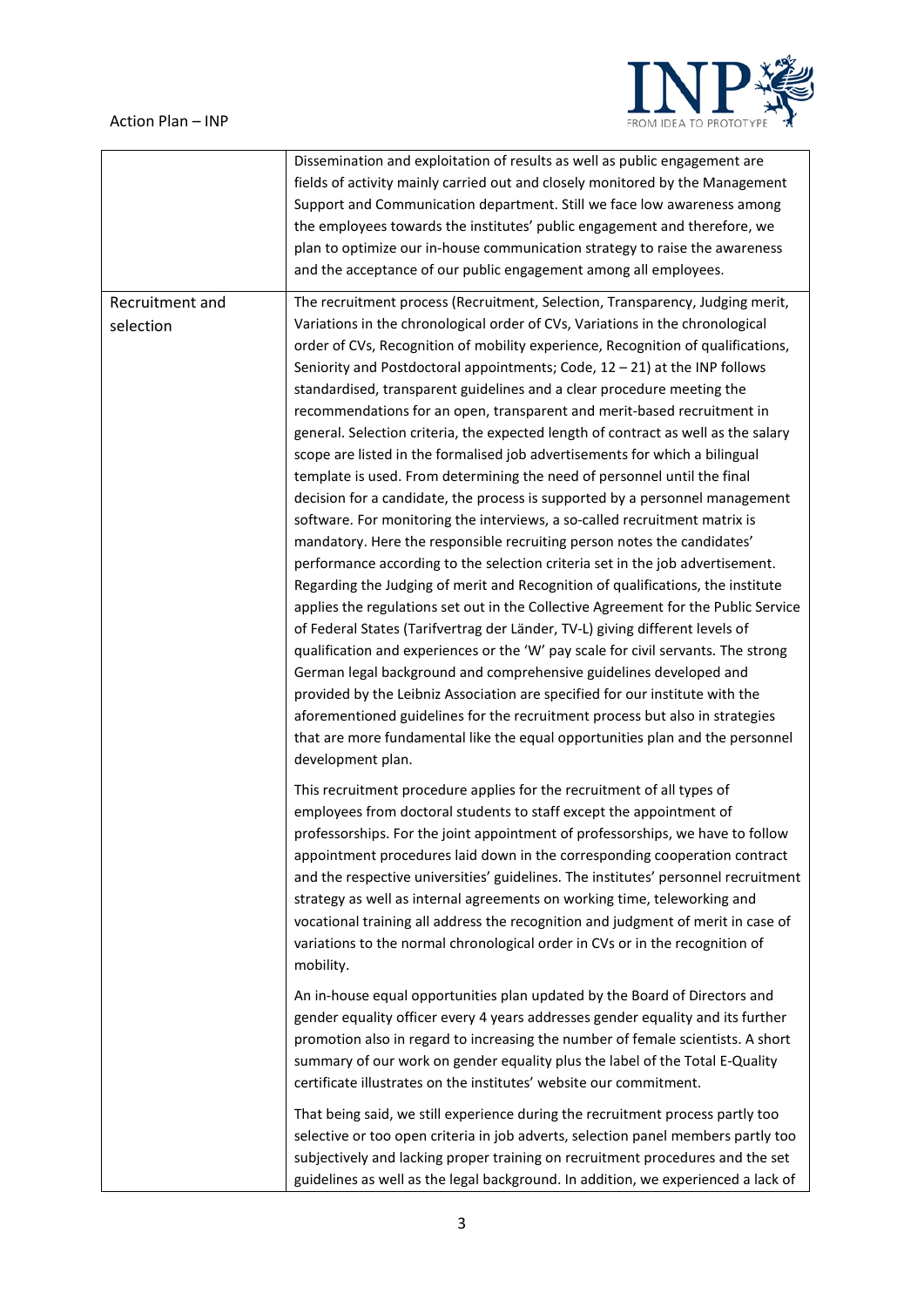| | |
|---|---|
| | Dissemination and exploitation of results as well as public engagement are fields of activity mainly carried out and closely monitored by the Management Support and Communication department. Still we face low awareness among the employees towards the institutes' public engagement and therefore, we plan to optimize our in-house communication strategy to raise the awareness and the acceptance of our public engagement among all employees. |
| Recruitment and selection | The recruitment process (Recruitment, Selection, Transparency, Judging merit, Variations in the chronological order of CVs, Variations in the chronological order of CVs, Recognition of mobility experience, Recognition of qualifications, Seniority and Postdoctoral appointments; Code, 12 – 21) at the INP follows standardised, transparent guidelines and a clear procedure meeting the recommendations for an open, transparent and merit-based recruitment in general. Selection criteria, the expected length of contract as well as the salary scope are listed in the formalised job advertisements for which a bilingual template is used. From determining the need of personnel until the final decision for a candidate, the process is supported by a personnel management software. For monitoring the interviews, a so-called recruitment matrix is mandatory. Here the responsible recruiting person notes the candidates' performance according to the selection criteria set in the job advertisement. Regarding the Judging of merit and Recognition of qualifications, the institute applies the regulations set out in the Collective Agreement for the Public Service of Federal States (Tarifvertrag der Länder, TV-L) giving different levels of qualification and experiences or the 'W' pay scale for civil servants. The strong German legal background and comprehensive guidelines developed and provided by the Leibniz Association are specified for our institute with the aforementioned guidelines for the recruitment process but also in strategies that are more fundamental like the equal opportunities plan and the personnel development plan.<br><br>This recruitment procedure applies for the recruitment of all types of employees from doctoral students to staff except the appointment of professorships. For the joint appointment of professorships, we have to follow appointment procedures laid down in the corresponding cooperation contract and the respective universities' guidelines. The institutes' personnel recruitment strategy as well as internal agreements on working time, teleworking and vocational training all address the recognition and judgment of merit in case of variations to the normal chronological order in CVs or in the recognition of mobility.<br><br>An in-house equal opportunities plan updated by the Board of Directors and gender equality officer every 4 years addresses gender equality and its further promotion also in regard to increasing the number of female scientists. A short summary of our work on gender equality plus the label of the Total E-Quality certificate illustrates on the institutes' website our commitment.<br><br>That being said, we still experience during the recruitment process partly too selective or too open criteria in job adverts, selection panel members partly too subjectively and lacking proper training on recruitment procedures and the set guidelines as well as the legal background. In addition, we experienced a lack of |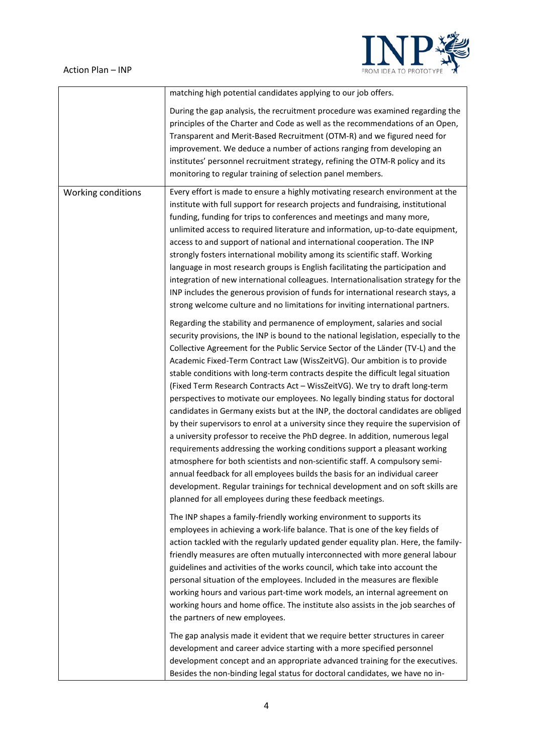| | |
|---|---|
| | matching high potential candidates applying to our job offers.<br><br>During the gap analysis, the recruitment procedure was examined regarding the principles of the Charter and Code as well as the recommendations of an Open, Transparent and Merit-Based Recruitment (OTM-R) and we figured need for improvement. We deduce a number of actions ranging from developing an institutes' personnel recruitment strategy, refining the OTM-R policy and its monitoring to regular training of selection panel members. |
| Working conditions | Every effort is made to ensure a highly motivating research environment at the institute with full support for research projects and fundraising, institutional funding, funding for trips to conferences and meetings and many more, unlimited access to required literature and information, up-to-date equipment, access to and support of national and international cooperation. The INP strongly fosters international mobility among its scientific staff. Working language in most research groups is English facilitating the participation and integration of new international colleagues. Internationalisation strategy for the INP includes the generous provision of funds for international research stays, a strong welcome culture and no limitations for inviting international partners.<br><br>Regarding the stability and permanence of employment, salaries and social security provisions, the INP is bound to the national legislation, especially to the Collective Agreement for the Public Service Sector of the Länder (TV-L) and the Academic Fixed-Term Contract Law (WissZeitVG). Our ambition is to provide stable conditions with long-term contracts despite the difficult legal situation (Fixed Term Research Contracts Act – WissZeitVG). We try to draft long-term perspectives to motivate our employees. No legally binding status for doctoral candidates in Germany exists but at the INP, the doctoral candidates are obliged by their supervisors to enrol at a university since they require the supervision of a university professor to receive the PhD degree. In addition, numerous legal requirements addressing the working conditions support a pleasant working atmosphere for both scientists and non-scientific staff. A compulsory semi-annual feedback for all employees builds the basis for an individual career development. Regular trainings for technical development and on soft skills are planned for all employees during these feedback meetings.<br><br>The INP shapes a family-friendly working environment to supports its employees in achieving a work-life balance. That is one of the key fields of action tackled with the regularly updated gender equality plan. Here, the family-friendly measures are often mutually interconnected with more general labour guidelines and activities of the works council, which take into account the personal situation of the employees. Included in the measures are flexible working hours and various part-time work models, an internal agreement on working hours and home office. The institute also assists in the job searches of the partners of new employees.<br><br>The gap analysis made it evident that we require better structures in career development and career advice starting with a more specified personnel development concept and an appropriate advanced training for the executives. Besides the non-binding legal status for doctoral candidates, we have no in- |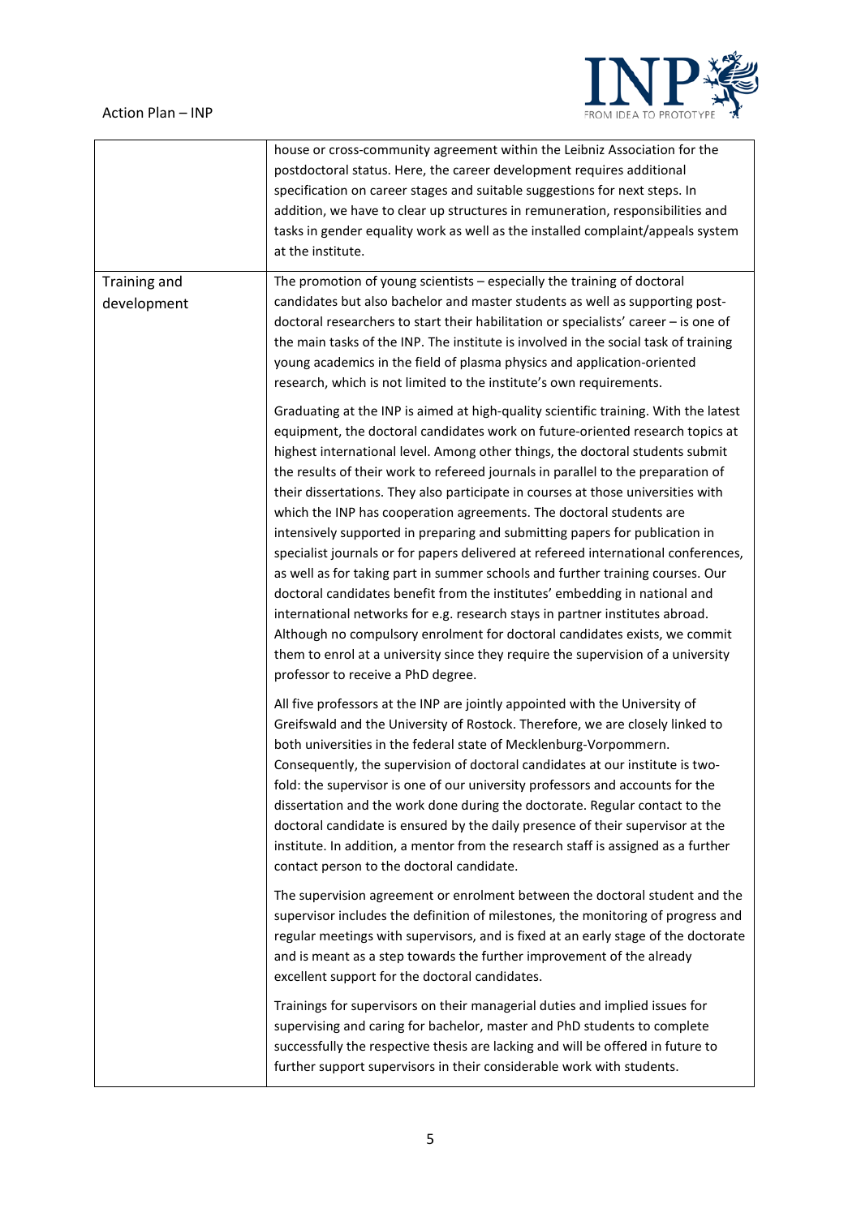| | |
|---|---|
| | house or cross-community agreement within the Leibniz Association for the postdoctoral status. Here, the career development requires additional specification on career stages and suitable suggestions for next steps. In addition, we have to clear up structures in remuneration, responsibilities and tasks in gender equality work as well as the installed complaint/appeals system at the institute. |
| Training and development | The promotion of young scientists – especially the training of doctoral candidates but also bachelor and master students as well as supporting post-doctoral researchers to start their habilitation or specialists' career – is one of the main tasks of the INP. The institute is involved in the social task of training young academics in the field of plasma physics and application-oriented research, which is not limited to the institute's own requirements.<br><br>Graduating at the INP is aimed at high-quality scientific training. With the latest equipment, the doctoral candidates work on future-oriented research topics at highest international level. Among other things, the doctoral students submit the results of their work to refereed journals in parallel to the preparation of their dissertations. They also participate in courses at those universities with which the INP has cooperation agreements. The doctoral students are intensively supported in preparing and submitting papers for publication in specialist journals or for papers delivered at refereed international conferences, as well as for taking part in summer schools and further training courses. Our doctoral candidates benefit from the institutes' embedding in national and international networks for e.g. research stays in partner institutes abroad. Although no compulsory enrolment for doctoral candidates exists, we commit them to enrol at a university since they require the supervision of a university professor to receive a PhD degree.<br><br>All five professors at the INP are jointly appointed with the University of Greifswald and the University of Rostock. Therefore, we are closely linked to both universities in the federal state of Mecklenburg-Vorpommern. Consequently, the supervision of doctoral candidates at our institute is two-fold: the supervisor is one of our university professors and accounts for the dissertation and the work done during the doctorate. Regular contact to the doctoral candidate is ensured by the daily presence of their supervisor at the institute. In addition, a mentor from the research staff is assigned as a further contact person to the doctoral candidate.<br><br>The supervision agreement or enrolment between the doctoral student and the supervisor includes the definition of milestones, the monitoring of progress and regular meetings with supervisors, and is fixed at an early stage of the doctorate and is meant as a step towards the further improvement of the already excellent support for the doctoral candidates.<br><br>Trainings for supervisors on their managerial duties and implied issues for supervising and caring for bachelor, master and PhD students to complete successfully the respective thesis are lacking and will be offered in future to further support supervisors in their considerable work with students. |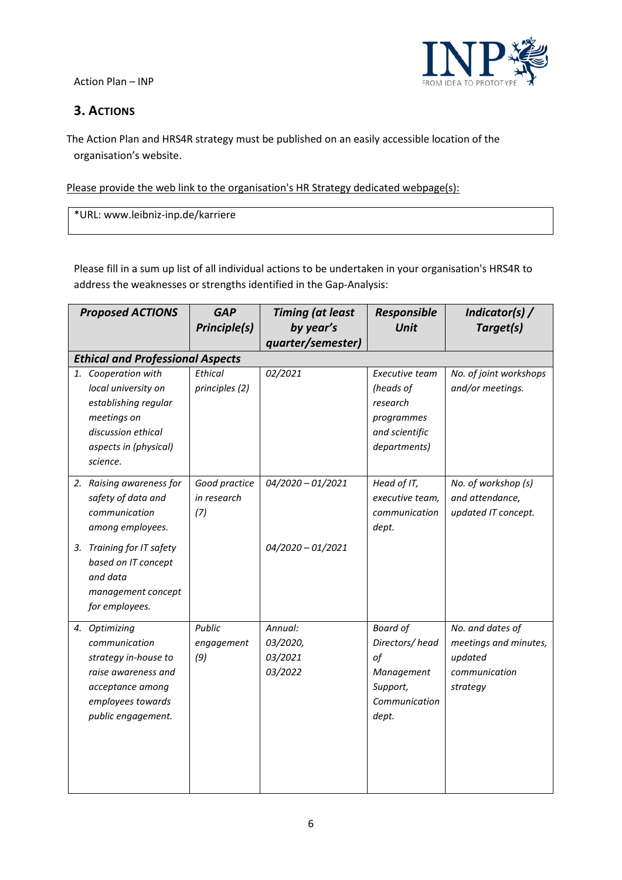## 3. Actions

The Action Plan and HRS4R strategy must be published on an easily accessible location of the organisation's website.

Please provide the web link to the organisation's HR Strategy dedicated webpage(s):

*URL: www.leibniz-inp.de/karriere

Please fill in a sum up list of all individual actions to be undertaken in your organisation's HRS4R to address the weaknesses or strengths identified in the Gap-Analysis:

| ***Proposed ACTIONS*** | ***GAP Principle(s)*** | ***Timing (at least by year's quarter/semester)*** | ***Responsible Unit*** | ***Indicator(s) / Target(s)*** |
|---|---|---|---|---|
| ***Ethical and Professional Aspects*** | | | | |
| *1. Cooperation with local university on establishing regular meetings on discussion ethical aspects in (physical) science.* | *Ethical principles (2)* | *02/2021* | *Executive team (heads of research programmes and scientific departments)* | *No. of joint workshops and/or meetings.* |
| *2. Raising awareness for safety of data and communication among employees.* | *Good practice in research (7)* | *04/2020 – 01/2021* | *Head of IT, executive team, communication dept.* | *No. of workshop (s) and attendance, updated IT concept.* |
| *3. Training for IT safety based on IT concept and data management concept for employees.* | | *04/2020 – 01/2021* | | |
| *4. Optimizing communication strategy in-house to raise awareness and acceptance among employees towards public engagement.* | *Public engagement (9)* | *Annual: 03/2020, 03/2021 03/2022* | *Board of Directors/ head of Management Support, Communication dept.* | *No. and dates of meetings and minutes, updated communication strategy* |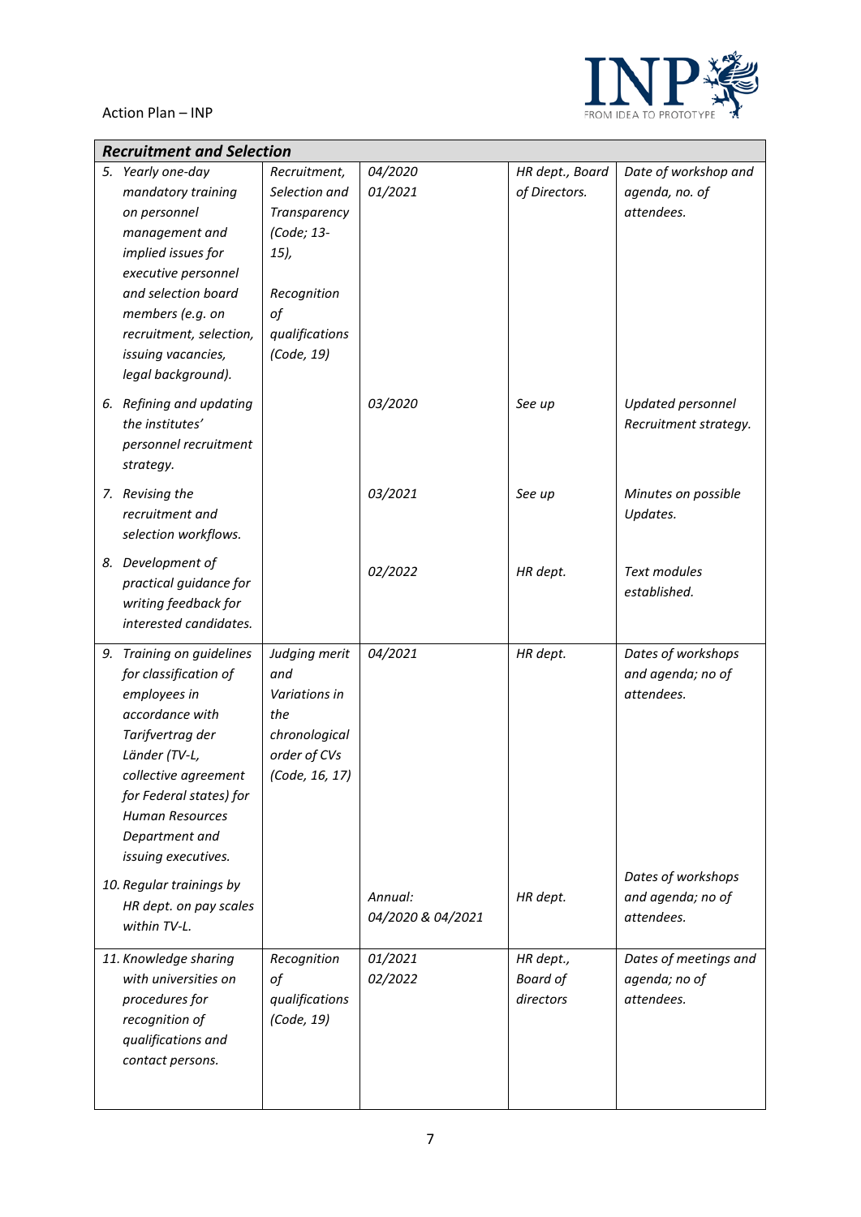| **Recruitment and Selection** | | | | |
|---|---|---|---|---|
| *5. Yearly one-day mandatory training on personnel management and implied issues for executive personnel and selection board members (e.g. on recruitment, selection, issuing vacancies, legal background).* | *Recruitment, Selection and Transparency (Code; 13-15),*<br><br>*Recognition of qualifications (Code, 19)* | *04/2020*<br>*01/2021* | *HR dept., Board of Directors.* | *Date of workshop and agenda, no. of attendees.* |
| *6. Refining and updating the institutes' personnel recruitment strategy.* | | *03/2020* | *See up* | *Updated personnel Recruitment strategy.* |
| *7. Revising the recruitment and selection workflows.* | | *03/2021* | *See up* | *Minutes on possible Updates.* |
| *8. Development of practical guidance for writing feedback for interested candidates.* | | *02/2022* | *HR dept.* | *Text modules established.* |
| *9. Training on guidelines for classification of employees in accordance with Tarifvertrag der Länder (TV-L, collective agreement for Federal states) for Human Resources Department and issuing executives.* | *Judging merit and Variations in the chronological order of CVs (Code, 16, 17)* | *04/2021* | *HR dept.* | *Dates of workshops and agenda; no of attendees.* |
| *10. Regular trainings by HR dept. on pay scales within TV-L.* | | *Annual: 04/2020 & 04/2021* | *HR dept.* | *Dates of workshops and agenda; no of attendees.* |
| *11. Knowledge sharing with universities on procedures for recognition of qualifications and contact persons.* | *Recognition of qualifications (Code, 19)* | *01/2021*<br>*02/2022* | *HR dept., Board of directors* | *Dates of meetings and agenda; no of attendees.* |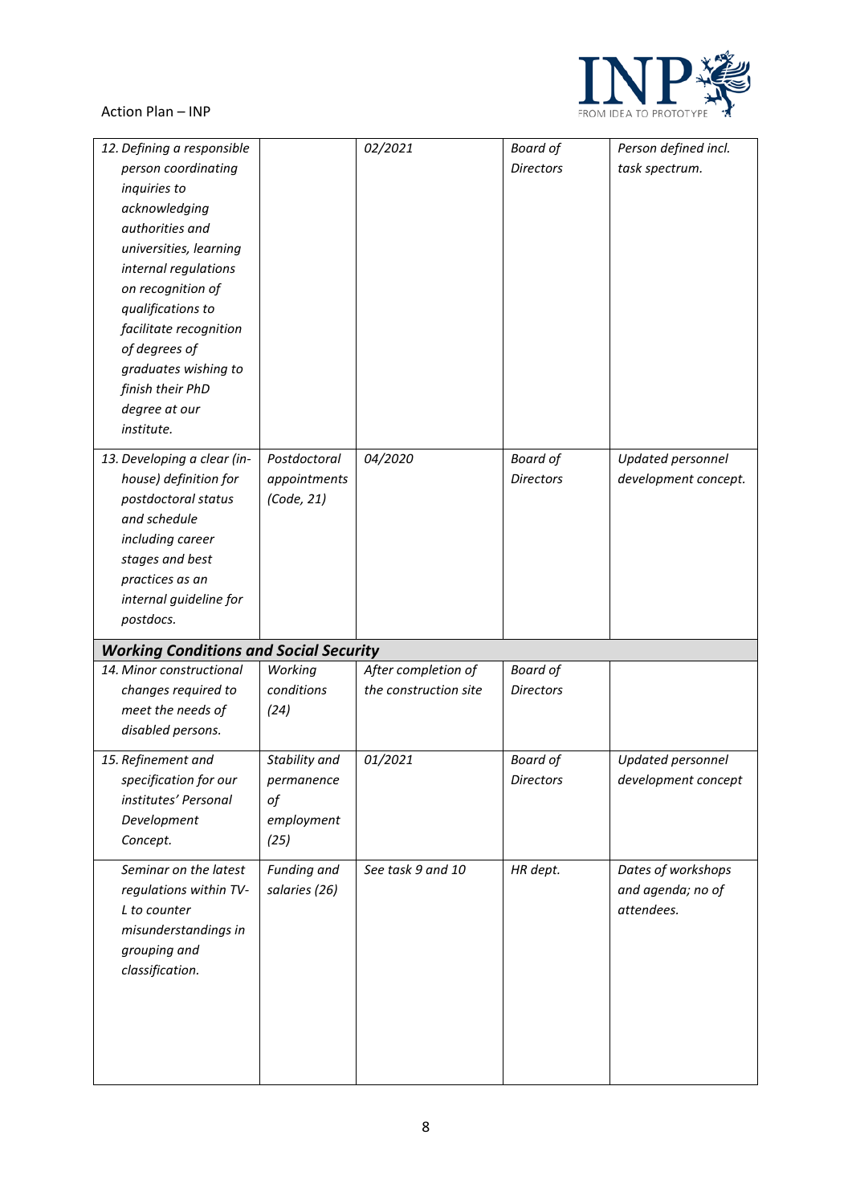| | | | | |
|---|---|---|---|---|
| *12. Defining a responsible person coordinating inquiries to acknowledging authorities and universities, learning internal regulations on recognition of qualifications to facilitate recognition of degrees of graduates wishing to finish their PhD degree at our institute.* | | *02/2021* | *Board of Directors* | *Person defined incl. task spectrum.* |
| *13. Developing a clear (in-house) definition for postdoctoral status and schedule including career stages and best practices as an internal guideline for postdocs.* | *Postdoctoral appointments (Code, 21)* | *04/2020* | *Board of Directors* | *Updated personnel development concept.* |
| ***Working Conditions and Social Security*** | | | | |
| *14. Minor constructional changes required to meet the needs of disabled persons.* | *Working conditions (24)* | *After completion of the construction site* | *Board of Directors* | |
| *15. Refinement and specification for our institutes' Personal Development Concept.* | *Stability and permanence of employment (25)* | *01/2021* | *Board of Directors* | *Updated personnel development concept* |
| *Seminar on the latest regulations within TV-L to counter misunderstandings in grouping and classification.* | *Funding and salaries (26)* | *See task 9 and 10* | *HR dept.* | *Dates of workshops and agenda; no of attendees.* |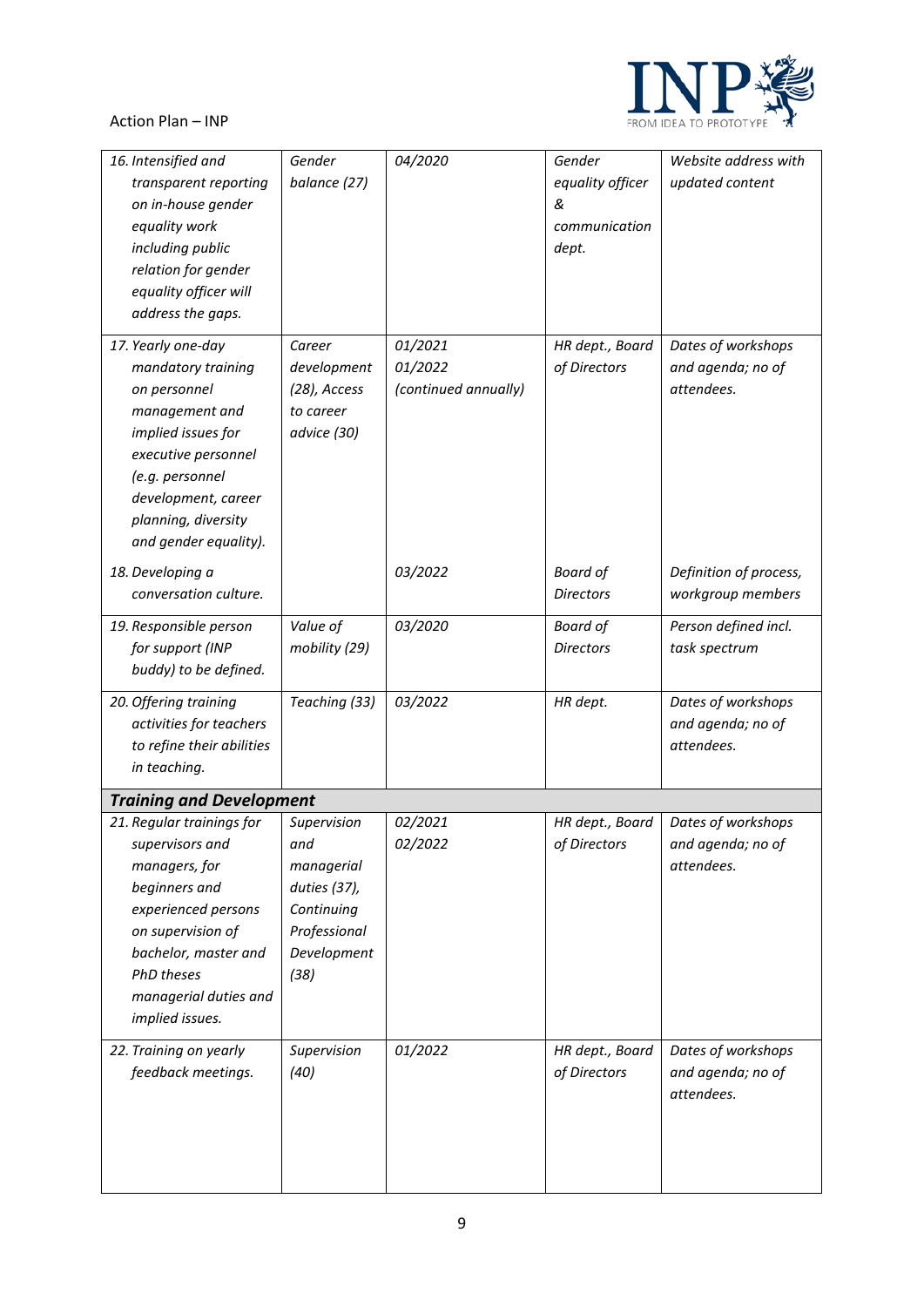| | | | | |
|---|---|---|---|---|
| *16. Intensified and transparent reporting on in-house gender equality work including public relation for gender equality officer will address the gaps.* | *Gender balance (27)* | *04/2020* | *Gender equality officer & communication dept.* | *Website address with updated content* |
| *17. Yearly one-day mandatory training on personnel management and implied issues for executive personnel (e.g. personnel development, career planning, diversity and gender equality).* | *Career development (28), Access to career advice (30)* | *01/2021 01/2022 (continued annually)* | *HR dept., Board of Directors* | *Dates of workshops and agenda; no of attendees.* |
| *18. Developing a conversation culture.* | | *03/2022* | *Board of Directors* | *Definition of process, workgroup members* |
| *19. Responsible person for support (INP buddy) to be defined.* | *Value of mobility (29)* | *03/2020* | *Board of Directors* | *Person defined incl. task spectrum* |
| *20. Offering training activities for teachers to refine their abilities in teaching.* | *Teaching (33)* | *03/2022* | *HR dept.* | *Dates of workshops and agenda; no of attendees.* |
| ***Training and Development*** | | | | |
| *21. Regular trainings for supervisors and managers, for beginners and experienced persons on supervision of bachelor, master and PhD theses managerial duties and implied issues.* | *Supervision and managerial duties (37), Continuing Professional Development (38)* | *02/2021 02/2022* | *HR dept., Board of Directors* | *Dates of workshops and agenda; no of attendees.* |
| *22. Training on yearly feedback meetings.* | *Supervision (40)* | *01/2022* | *HR dept., Board of Directors* | *Dates of workshops and agenda; no of attendees.* |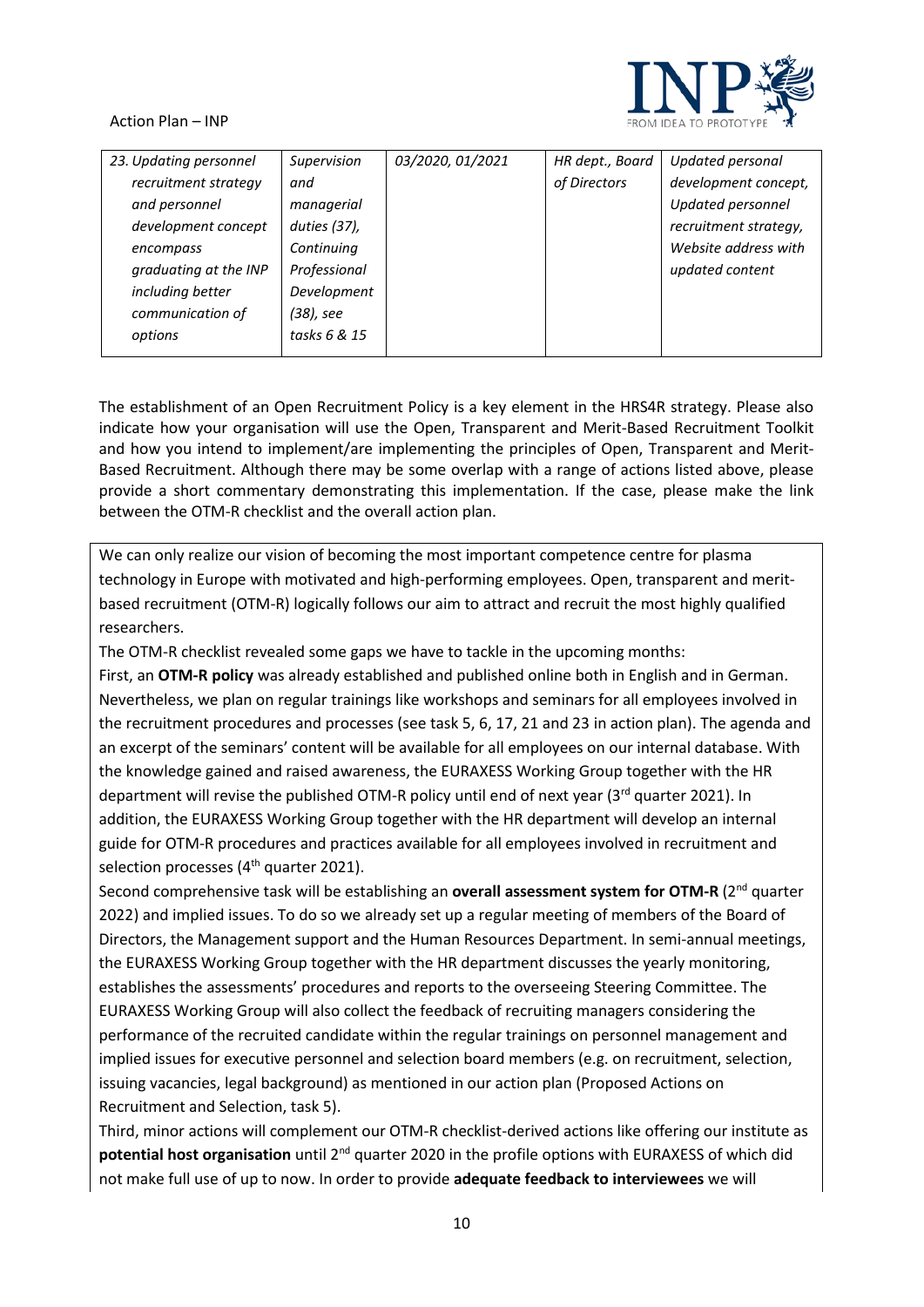| | | | | |
|---|---|---|---|---|
| *23. Updating personnel recruitment strategy and personnel development concept encompass graduating at the INP including better communication of options* | *Supervision and managerial duties (37), Continuing Professional Development (38), see tasks 6 & 15* | *03/2020, 01/2021* | *HR dept., Board of Directors* | *Updated personal development concept, Updated personnel recruitment strategy, Website address with updated content* |

The establishment of an Open Recruitment Policy is a key element in the HRS4R strategy. Please also indicate how your organisation will use the Open, Transparent and Merit-Based Recruitment Toolkit and how you intend to implement/are implementing the principles of Open, Transparent and Merit-Based Recruitment. Although there may be some overlap with a range of actions listed above, please provide a short commentary demonstrating this implementation. If the case, please make the link between the OTM-R checklist and the overall action plan.

We can only realize our vision of becoming the most important competence centre for plasma technology in Europe with motivated and high-performing employees. Open, transparent and merit-based recruitment (OTM-R) logically follows our aim to attract and recruit the most highly qualified researchers.

The OTM-R checklist revealed some gaps we have to tackle in the upcoming months:

First, an **OTM-R policy** was already established and published online both in English and in German. Nevertheless, we plan on regular trainings like workshops and seminars for all employees involved in the recruitment procedures and processes (see task 5, 6, 17, 21 and 23 in action plan). The agenda and an excerpt of the seminars' content will be available for all employees on our internal database. With the knowledge gained and raised awareness, the EURAXESS Working Group together with the HR department will revise the published OTM-R policy until end of next year (3rd quarter 2021). In addition, the EURAXESS Working Group together with the HR department will develop an internal guide for OTM-R procedures and practices available for all employees involved in recruitment and selection processes (4th quarter 2021).

Second comprehensive task will be establishing an **overall assessment system for OTM-R** (2nd quarter 2022) and implied issues. To do so we already set up a regular meeting of members of the Board of Directors, the Management support and the Human Resources Department. In semi-annual meetings, the EURAXESS Working Group together with the HR department discusses the yearly monitoring, establishes the assessments' procedures and reports to the overseeing Steering Committee. The EURAXESS Working Group will also collect the feedback of recruiting managers considering the performance of the recruited candidate within the regular trainings on personnel management and implied issues for executive personnel and selection board members (e.g. on recruitment, selection, issuing vacancies, legal background) as mentioned in our action plan (Proposed Actions on Recruitment and Selection, task 5).

Third, minor actions will complement our OTM-R checklist-derived actions like offering our institute as **potential host organisation** until 2nd quarter 2020 in the profile options with EURAXESS of which did not make full use of up to now. In order to provide **adequate feedback to interviewees** we will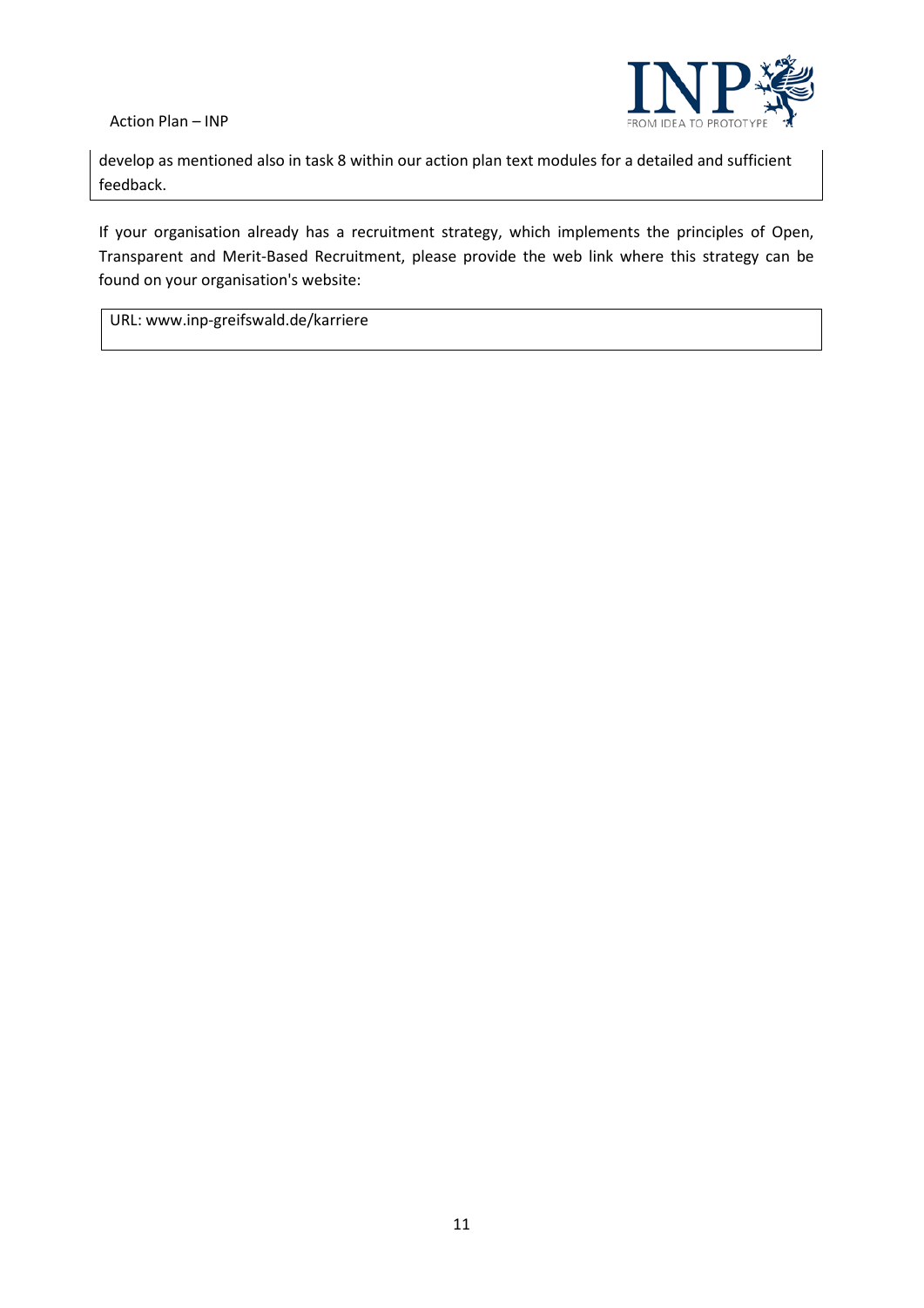develop as mentioned also in task 8 within our action plan text modules for a detailed and sufficient feedback.

If your organisation already has a recruitment strategy, which implements the principles of Open, Transparent and Merit-Based Recruitment, please provide the web link where this strategy can be found on your organisation's website:

URL: www.inp-greifswald.de/karriere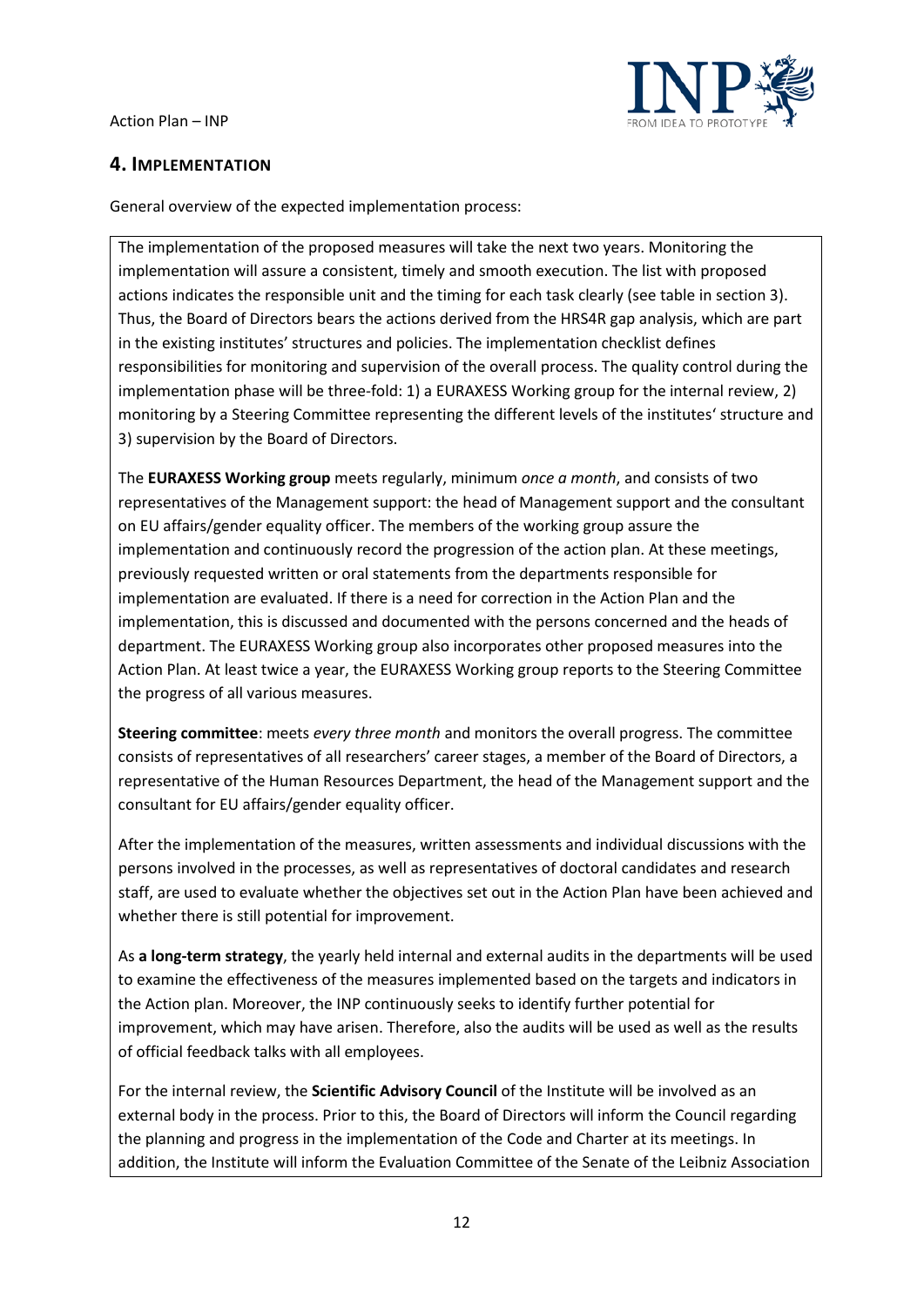## 4. IMPLEMENTATION

General overview of the expected implementation process:

The implementation of the proposed measures will take the next two years. Monitoring the implementation will assure a consistent, timely and smooth execution. The list with proposed actions indicates the responsible unit and the timing for each task clearly (see table in section 3). Thus, the Board of Directors bears the actions derived from the HRS4R gap analysis, which are part in the existing institutes' structures and policies. The implementation checklist defines responsibilities for monitoring and supervision of the overall process. The quality control during the implementation phase will be three-fold: 1) a EURAXESS Working group for the internal review, 2) monitoring by a Steering Committee representing the different levels of the institutes' structure and 3) supervision by the Board of Directors.

The **EURAXESS Working group** meets regularly, minimum *once a month*, and consists of two representatives of the Management support: the head of Management support and the consultant on EU affairs/gender equality officer. The members of the working group assure the implementation and continuously record the progression of the action plan. At these meetings, previously requested written or oral statements from the departments responsible for implementation are evaluated. If there is a need for correction in the Action Plan and the implementation, this is discussed and documented with the persons concerned and the heads of department. The EURAXESS Working group also incorporates other proposed measures into the Action Plan. At least twice a year, the EURAXESS Working group reports to the Steering Committee the progress of all various measures.

**Steering committee**: meets *every three month* and monitors the overall progress. The committee consists of representatives of all researchers' career stages, a member of the Board of Directors, a representative of the Human Resources Department, the head of the Management support and the consultant for EU affairs/gender equality officer.

After the implementation of the measures, written assessments and individual discussions with the persons involved in the processes, as well as representatives of doctoral candidates and research staff, are used to evaluate whether the objectives set out in the Action Plan have been achieved and whether there is still potential for improvement.

As **a long-term strategy**, the yearly held internal and external audits in the departments will be used to examine the effectiveness of the measures implemented based on the targets and indicators in the Action plan. Moreover, the INP continuously seeks to identify further potential for improvement, which may have arisen. Therefore, also the audits will be used as well as the results of official feedback talks with all employees.

For the internal review, the **Scientific Advisory Council** of the Institute will be involved as an external body in the process. Prior to this, the Board of Directors will inform the Council regarding the planning and progress in the implementation of the Code and Charter at its meetings. In addition, the Institute will inform the Evaluation Committee of the Senate of the Leibniz Association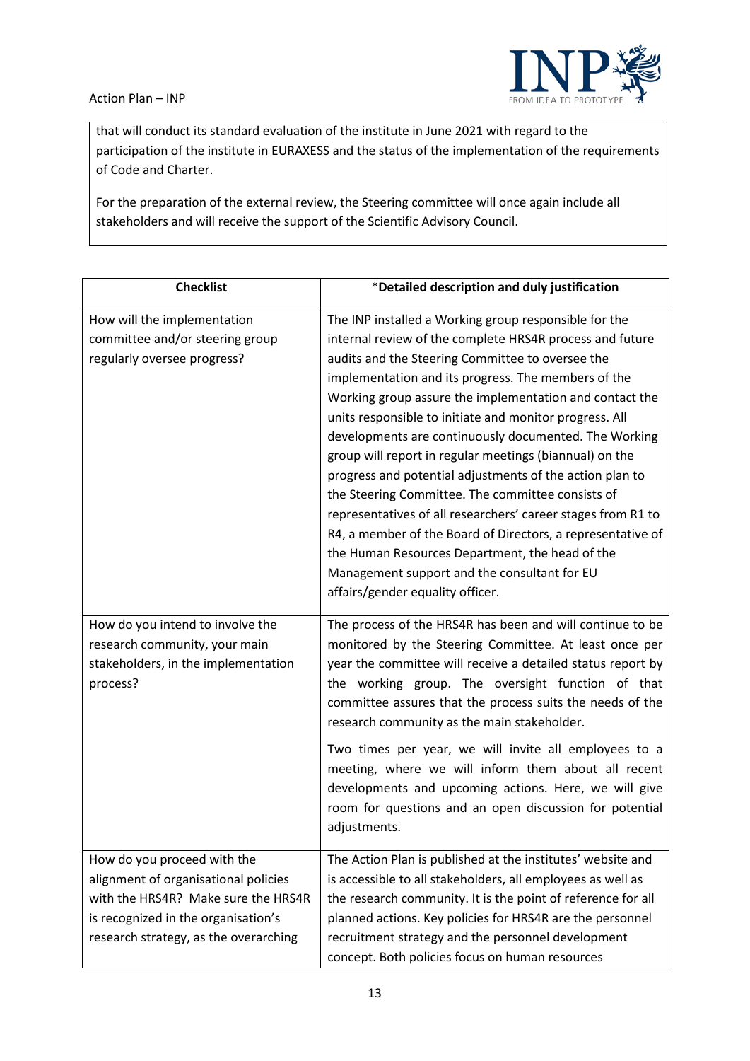that will conduct its standard evaluation of the institute in June 2021 with regard to the participation of the institute in EURAXESS and the status of the implementation of the requirements of Code and Charter.

For the preparation of the external review, the Steering committee will once again include all stakeholders and will receive the support of the Scientific Advisory Council.

| Checklist | *Detailed description and duly justification |
|---|---|
| How will the implementation committee and/or steering group regularly oversee progress? | The INP installed a Working group responsible for the internal review of the complete HRS4R process and future audits and the Steering Committee to oversee the implementation and its progress. The members of the Working group assure the implementation and contact the units responsible to initiate and monitor progress. All developments are continuously documented. The Working group will report in regular meetings (biannual) on the progress and potential adjustments of the action plan to the Steering Committee. The committee consists of representatives of all researchers' career stages from R1 to R4, a member of the Board of Directors, a representative of the Human Resources Department, the head of the Management support and the consultant for EU affairs/gender equality officer. |
| How do you intend to involve the research community, your main stakeholders, in the implementation process? | The process of the HRS4R has been and will continue to be monitored by the Steering Committee. At least once per year the committee will receive a detailed status report by the working group. The oversight function of that committee assures that the process suits the needs of the research community as the main stakeholder.<br><br>Two times per year, we will invite all employees to a meeting, where we will inform them about all recent developments and upcoming actions. Here, we will give room for questions and an open discussion for potential adjustments. |
| How do you proceed with the alignment of organisational policies with the HRS4R? Make sure the HRS4R is recognized in the organisation's research strategy, as the overarching | The Action Plan is published at the institutes' website and is accessible to all stakeholders, all employees as well as the research community. It is the point of reference for all planned actions. Key policies for HRS4R are the personnel recruitment strategy and the personnel development concept. Both policies focus on human resources |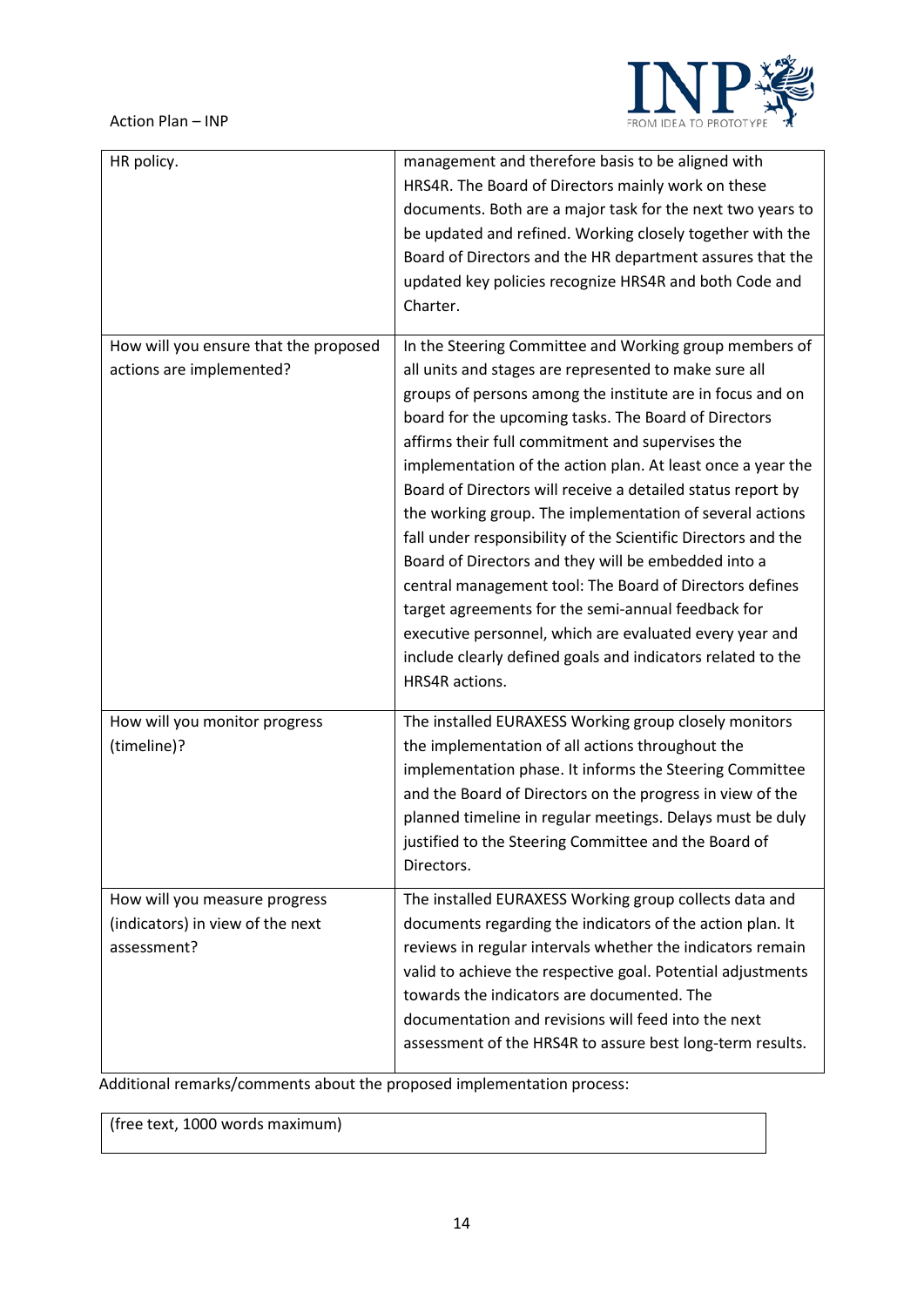| | |
|---|---|
| HR policy. | management and therefore basis to be aligned with HRS4R. The Board of Directors mainly work on these documents. Both are a major task for the next two years to be updated and refined. Working closely together with the Board of Directors and the HR department assures that the updated key policies recognize HRS4R and both Code and Charter. |
| How will you ensure that the proposed actions are implemented? | In the Steering Committee and Working group members of all units and stages are represented to make sure all groups of persons among the institute are in focus and on board for the upcoming tasks. The Board of Directors affirms their full commitment and supervises the implementation of the action plan. At least once a year the Board of Directors will receive a detailed status report by the working group. The implementation of several actions fall under responsibility of the Scientific Directors and the Board of Directors and they will be embedded into a central management tool: The Board of Directors defines target agreements for the semi-annual feedback for executive personnel, which are evaluated every year and include clearly defined goals and indicators related to the HRS4R actions. |
| How will you monitor progress (timeline)? | The installed EURAXESS Working group closely monitors the implementation of all actions throughout the implementation phase. It informs the Steering Committee and the Board of Directors on the progress in view of the planned timeline in regular meetings. Delays must be duly justified to the Steering Committee and the Board of Directors. |
| How will you measure progress (indicators) in view of the next assessment? | The installed EURAXESS Working group collects data and documents regarding the indicators of the action plan. It reviews in regular intervals whether the indicators remain valid to achieve the respective goal. Potential adjustments towards the indicators are documented. The documentation and revisions will feed into the next assessment of the HRS4R to assure best long-term results. |

Additional remarks/comments about the proposed implementation process:

| |
|---|
| (free text, 1000 words maximum) |